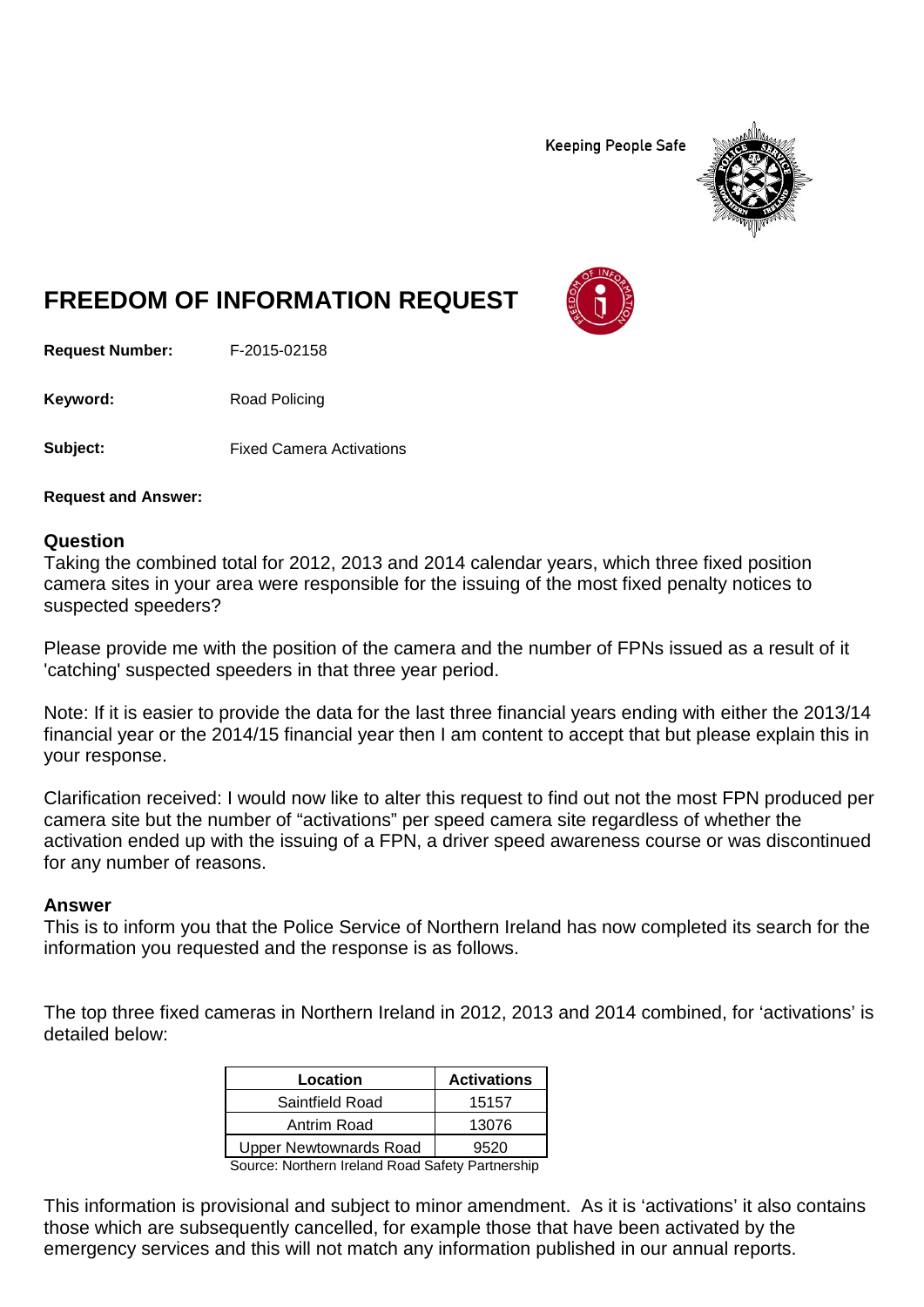Keeping People Safe

# FREEDOM OF INFORMATION REQUEST

**Request Number:** F-2015-02158

**Keyword:** Road Policing

**Subject:** Fixed Camera Activations

**Request and Answer:**

## Question

Taking the combined total for 2012, 2013 and 2014 calendar years, which three fixed position camera sites in your area were responsible for the issuing of the most fixed penalty notices to suspected speeders?

Please provide me with the position of the camera and the number of FPNs issued as a result of it 'catching' suspected speeders in that three year period.

Note: If it is easier to provide the data for the last three financial years ending with either the 2013/14 financial year or the 2014/15 financial year then I am content to accept that but please explain this in your response.

Clarification received: I would now like to alter this request to find out not the most FPN produced per camera site but the number of "activations" per speed camera site regardless of whether the activation ended up with the issuing of a FPN, a driver speed awareness course or was discontinued for any number of reasons.

## Answer

This is to inform you that the Police Service of Northern Ireland has now completed its search for the information you requested and the response is as follows.

The top three fixed cameras in Northern Ireland in 2012, 2013 and 2014 combined, for 'activations' is detailed below:

| Location | Activations |
| --- | --- |
| Saintfield Road | 15157 |
| Antrim Road | 13076 |
| Upper Newtownards Road | 9520 |

Source: Northern Ireland Road Safety Partnership

This information is provisional and subject to minor amendment. As it is 'activations' it also contains those which are subsequently cancelled, for example those that have been activated by the emergency services and this will not match any information published in our annual reports.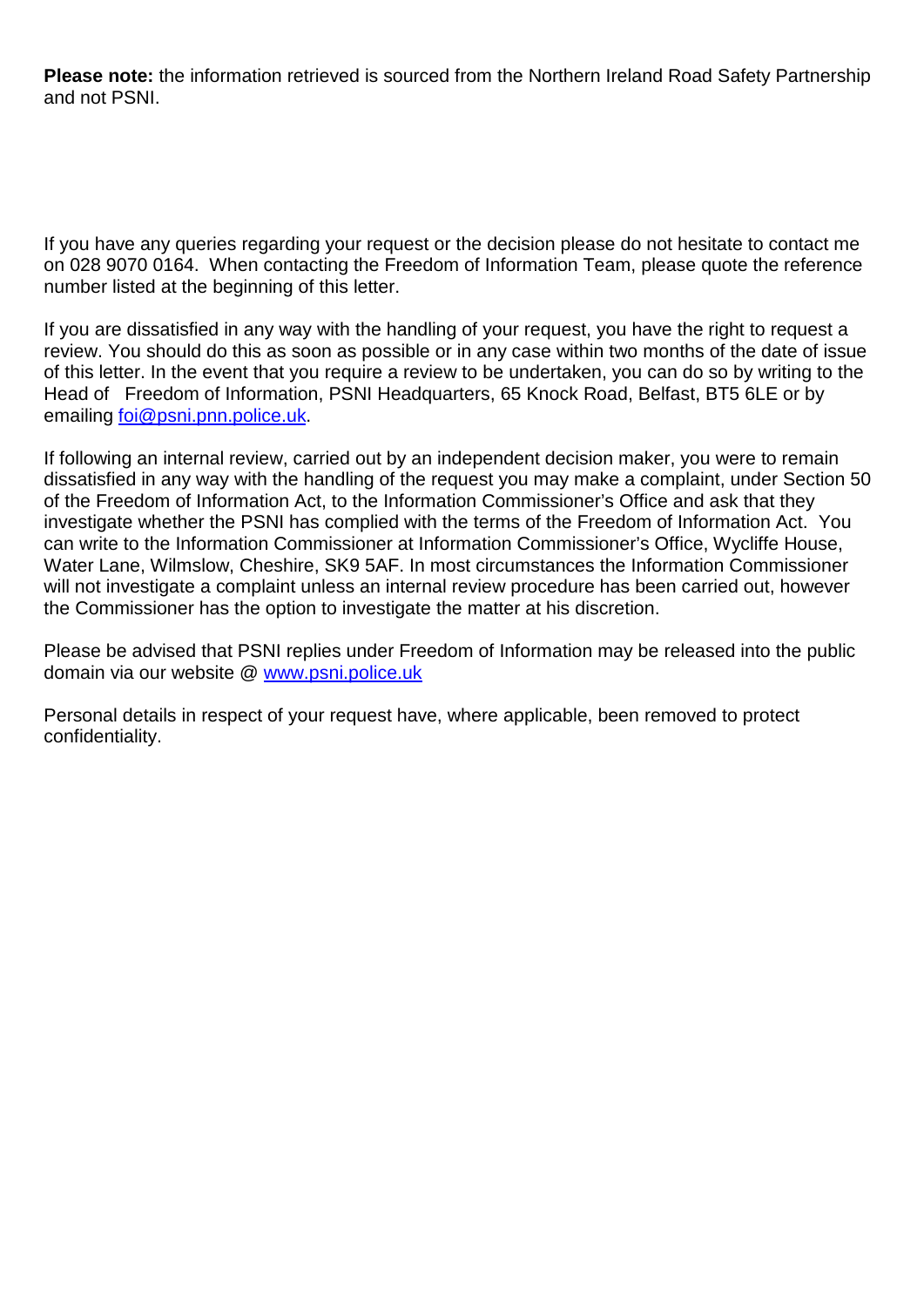**Please note:** the information retrieved is sourced from the Northern Ireland Road Safety Partnership and not PSNI.

If you have any queries regarding your request or the decision please do not hesitate to contact me on 028 9070 0164. When contacting the Freedom of Information Team, please quote the reference number listed at the beginning of this letter.

If you are dissatisfied in any way with the handling of your request, you have the right to request a review. You should do this as soon as possible or in any case within two months of the date of issue of this letter. In the event that you require a review to be undertaken, you can do so by writing to the Head of Freedom of Information, PSNI Headquarters, 65 Knock Road, Belfast, BT5 6LE or by emailing [foi@psni.pnn.police.uk](mailto:foi@psni.pnn.police.uk).

If following an internal review, carried out by an independent decision maker, you were to remain dissatisfied in any way with the handling of the request you may make a complaint, under Section 50 of the Freedom of Information Act, to the Information Commissioner's Office and ask that they investigate whether the PSNI has complied with the terms of the Freedom of Information Act. You can write to the Information Commissioner at Information Commissioner's Office, Wycliffe House, Water Lane, Wilmslow, Cheshire, SK9 5AF. In most circumstances the Information Commissioner will not investigate a complaint unless an internal review procedure has been carried out, however the Commissioner has the option to investigate the matter at his discretion.

Please be advised that PSNI replies under Freedom of Information may be released into the public domain via our website @ [www.psni.police.uk](http://www.psni.police.uk)

Personal details in respect of your request have, where applicable, been removed to protect confidentiality.